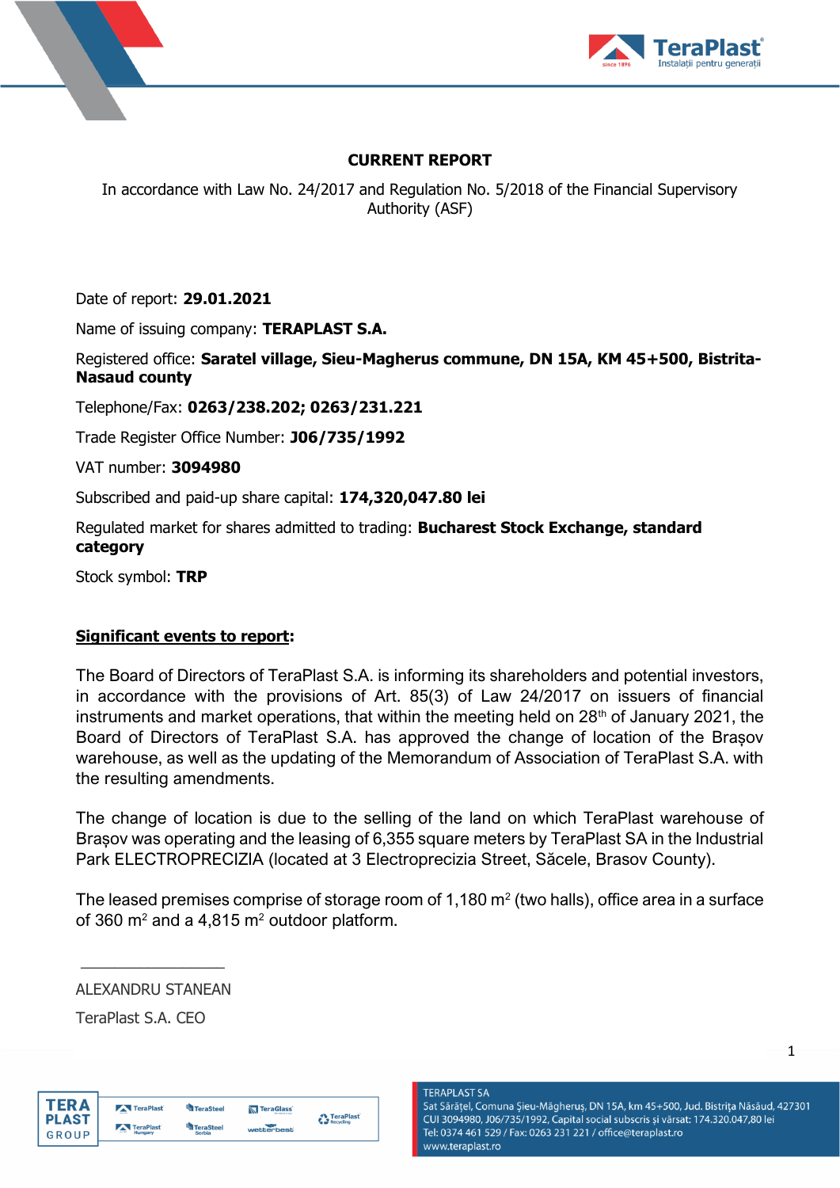# CURRENT REPORT

In accordance with Law No. 24/2017 and Regulation No. 5/2018 of the Financial Supervisory Authority (ASF)

Date of report: **29.01.2021**

Name of issuing company: **TERAPLAST S.A.**

Registered office: **Saratel village, Sieu-Magherus commune, DN 15A, KM 45+500, Bistrita-Nasaud county**

Telephone/Fax: **0263/238.202; 0263/231.221**

Trade Register Office Number: **J06/735/1992**

VAT number: **3094980**

Subscribed and paid-up share capital: **174,320,047.80 lei**

Regulated market for shares admitted to trading: **Bucharest Stock Exchange, standard category**

Stock symbol: **TRP**

**Significant events to report:**

The Board of Directors of TeraPlast S.A. is informing its shareholders and potential investors, in accordance with the provisions of Art. 85(3) of Law 24/2017 on issuers of financial instruments and market operations, that within the meeting held on 28th of January 2021, the Board of Directors of TeraPlast S.A. has approved the change of location of the Brașov warehouse, as well as the updating of the Memorandum of Association of TeraPlast S.A. with the resulting amendments.

The change of location is due to the selling of the land on which TeraPlast warehouse of Brașov was operating and the leasing of 6,355 square meters by TeraPlast SA in the Industrial Park ELECTROPRECIZIA (located at 3 Electroprecizia Street, Săcele, Brasov County).

The leased premises comprise of storage room of 1,180 m$^2$ (two halls), office area in a surface of 360 m$^2$ and a 4,815 m$^2$ outdoor platform.

\_\_\_\_\_\_\_\_\_\_\_\_\_\_\_\_\_\_

ALEXANDRU STANEAN

TeraPlast S.A. CEO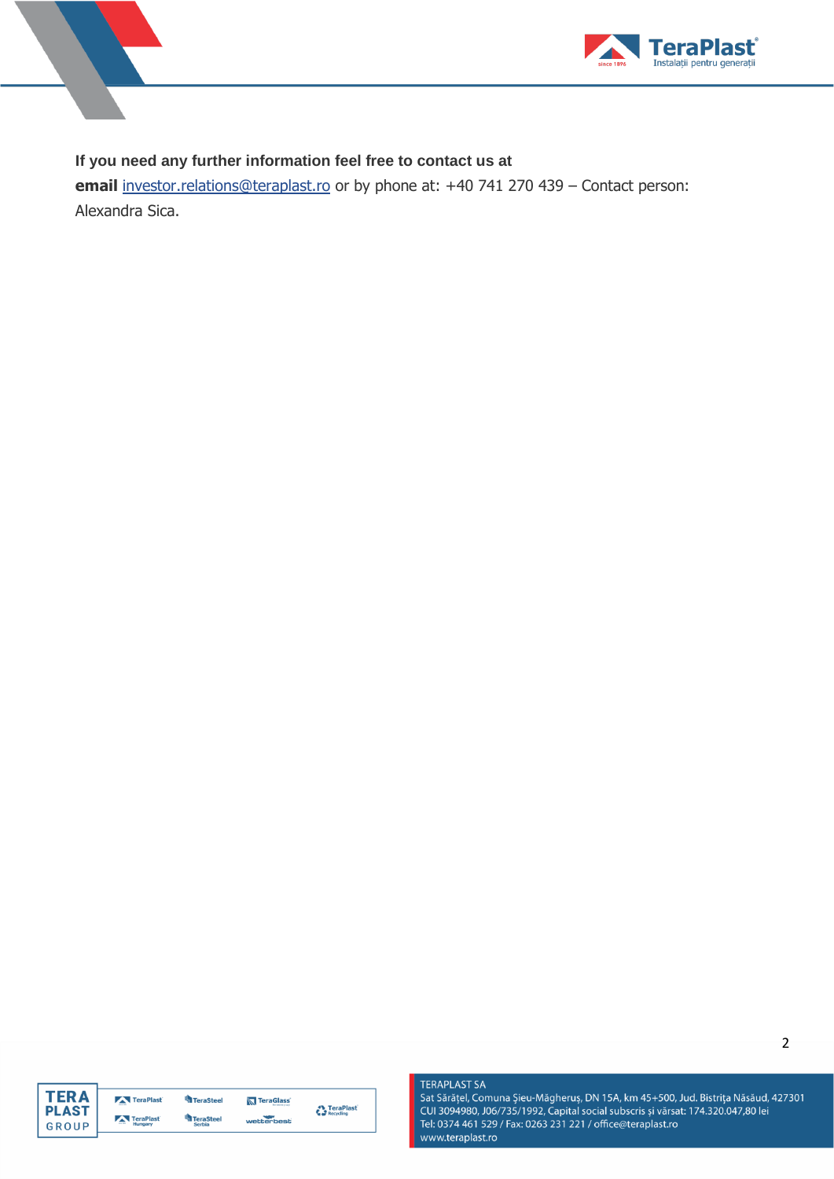**If you need any further information feel free to contact us at**
**email** investor.relations@teraplast.ro or by phone at: +40 741 270 439 – Contact person: Alexandra Sica.